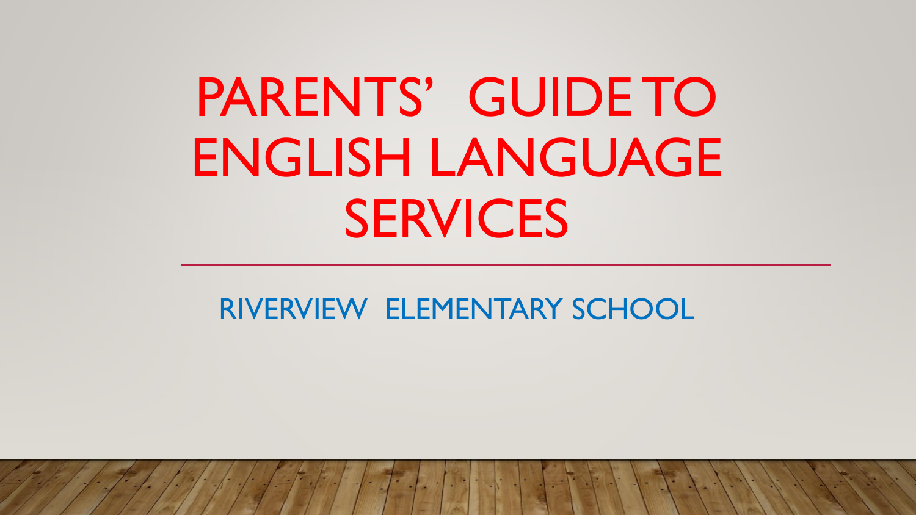# PARENTS' GUIDE TO ENGLISH LANGUAGE SERVICES

RIVERVIEW ELEMENTARY SCHOOL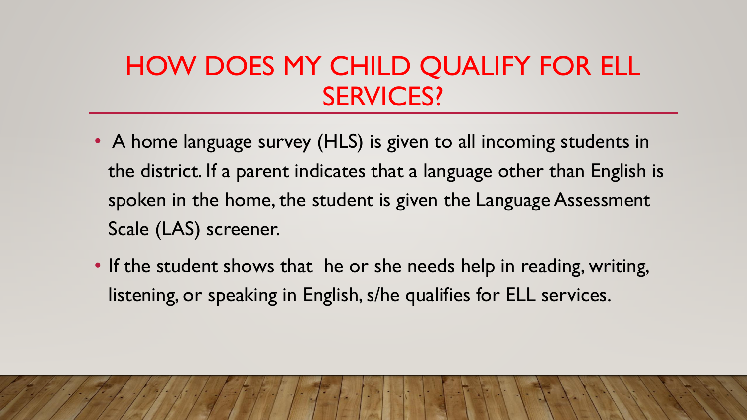# HOW DOES MY CHILD QUALIFY FOR ELL SERVICES?

- A home language survey (HLS) is given to all incoming students in the district. If a parent indicates that a language other than English is spoken in the home, the student is given the Language Assessment Scale (LAS) screener.
- If the student shows that he or she needs help in reading, writing, listening, or speaking in English, s/he qualifies for ELL services.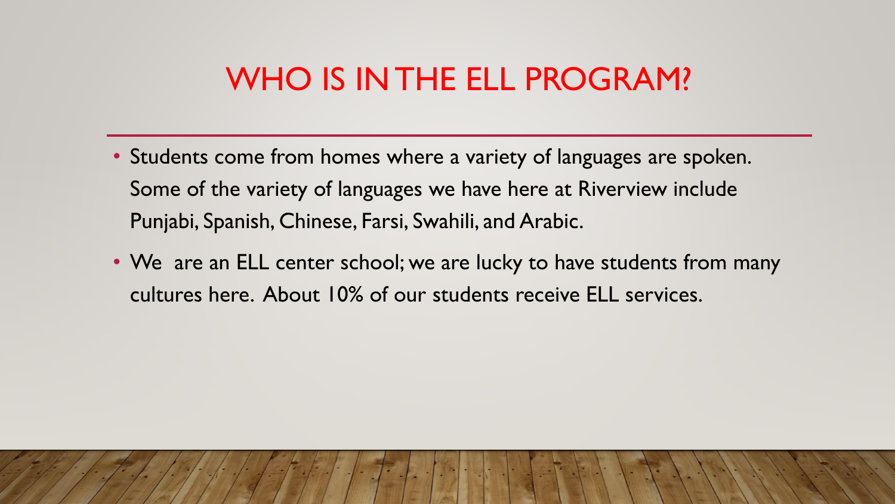# WHO IS IN THE ELL PROGRAM?

- Students come from homes where a variety of languages are spoken. Some of the variety of languages we have here at Riverview include Punjabi, Spanish, Chinese, Farsi, Swahili, and Arabic.
- We are an ELL center school; we are lucky to have students from many cultures here. About 10% of our students receive ELL services.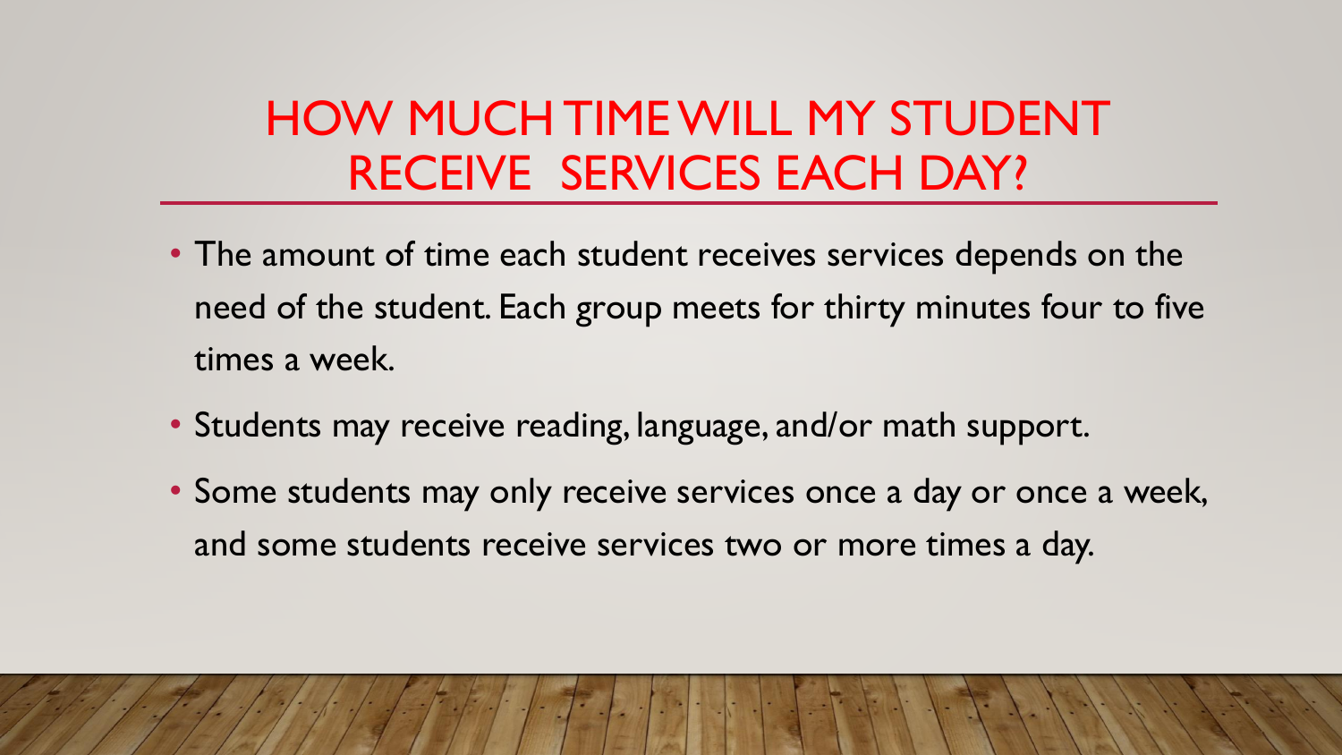# HOW MUCH TIME WILL MY STUDENT RECEIVE SERVICES EACH DAY?

- The amount of time each student receives services depends on the need of the student. Each group meets for thirty minutes four to five times a week.
- Students may receive reading, language, and/or math support.
- Some students may only receive services once a day or once a week, and some students receive services two or more times a day.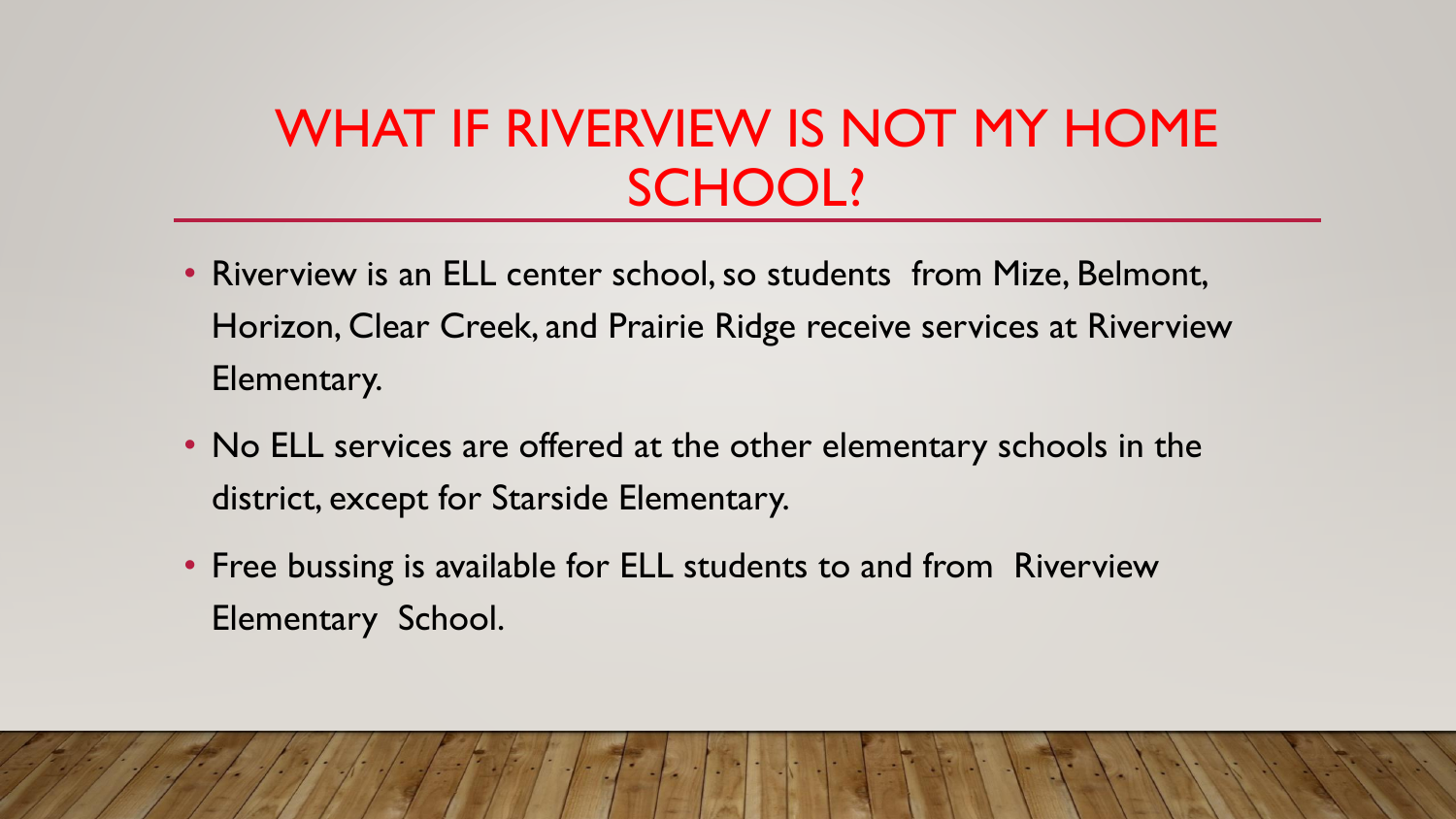# WHAT IF RIVERVIEW IS NOT MY HOME SCHOOL?

- Riverview is an ELL center school, so students from Mize, Belmont, Horizon, Clear Creek, and Prairie Ridge receive services at Riverview Elementary.
- No ELL services are offered at the other elementary schools in the district, except for Starside Elementary.
- Free bussing is available for ELL students to and from Riverview Elementary School.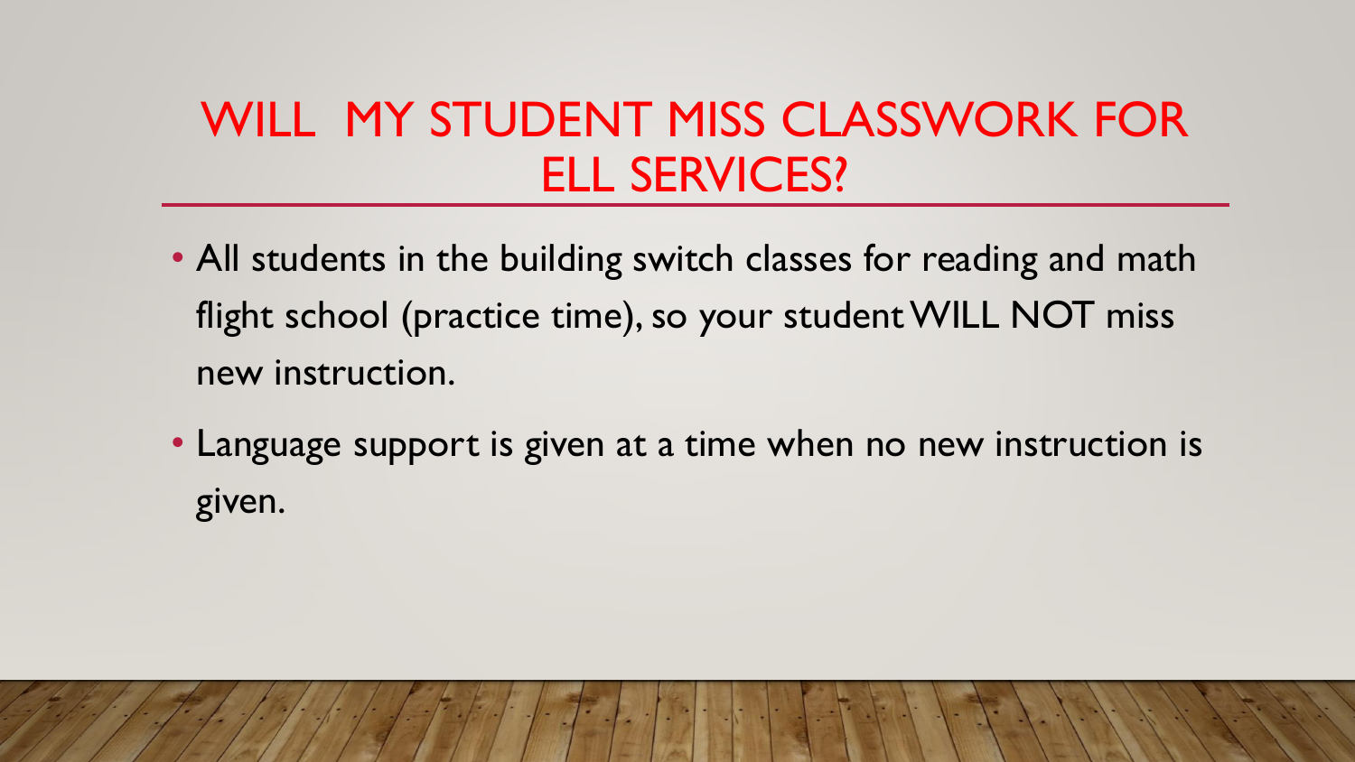# WILL MY STUDENT MISS CLASSWORK FOR ELL SERVICES?

- All students in the building switch classes for reading and math flight school (practice time), so your student WILL NOT miss new instruction.
- Language support is given at a time when no new instruction is given.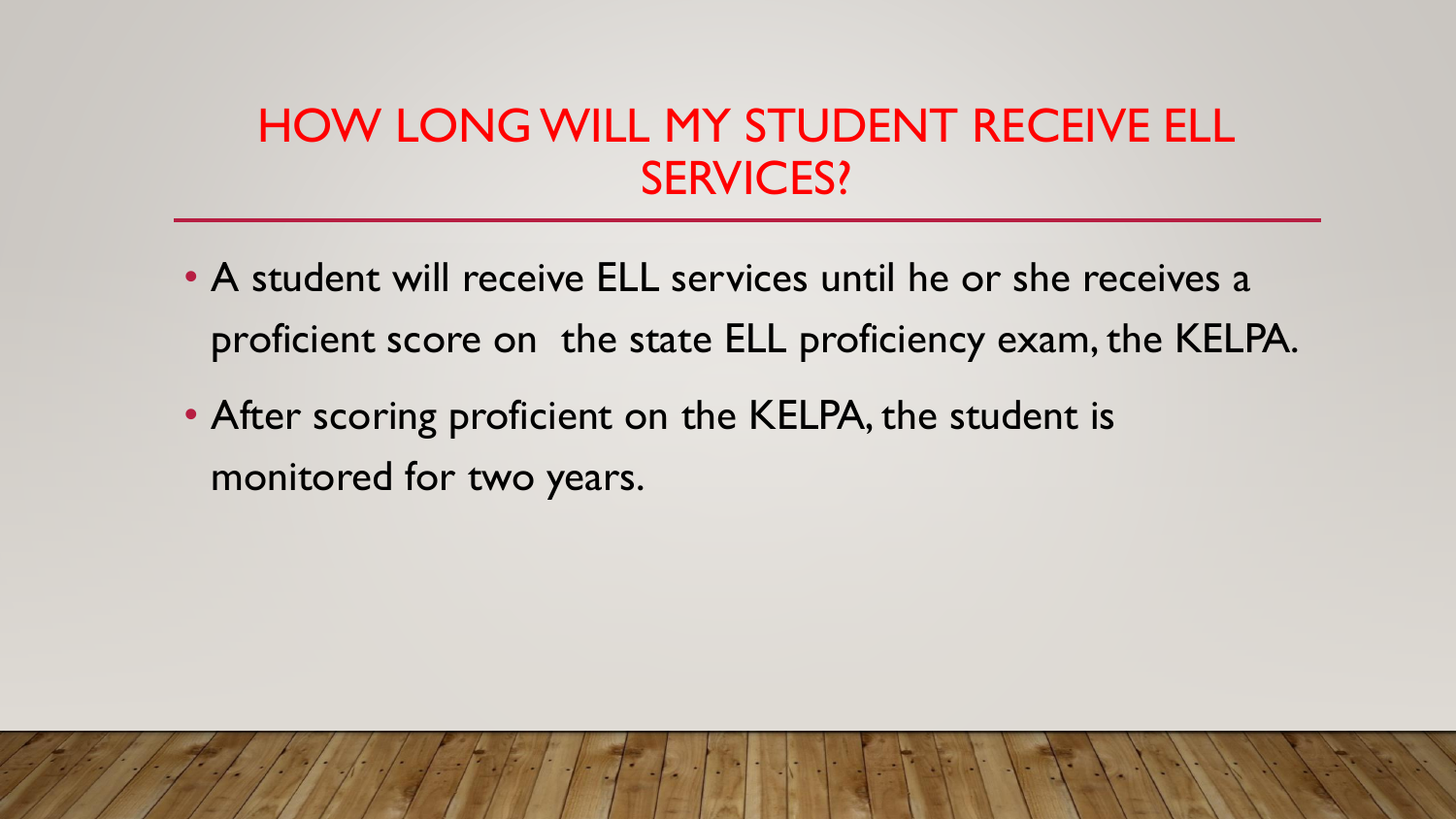# HOW LONG WILL MY STUDENT RECEIVE ELL SERVICES?

- A student will receive ELL services until he or she receives a proficient score on  the state ELL proficiency exam, the KELPA.
- After scoring proficient on the KELPA, the student is monitored for two years.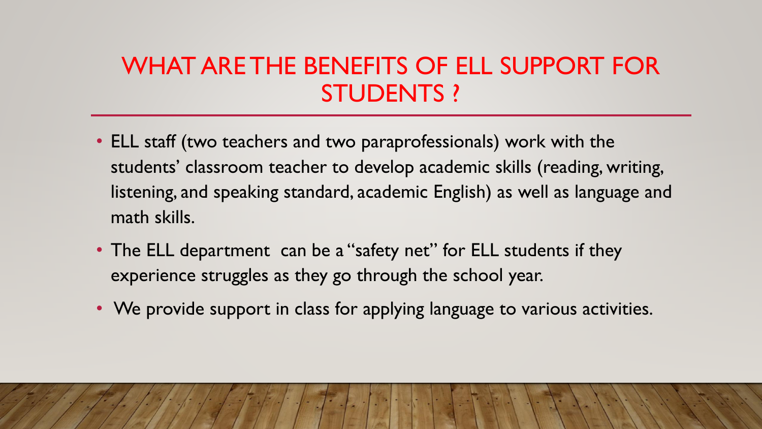# WHAT ARE THE BENEFITS OF ELL SUPPORT FOR STUDENTS ?

- ELL staff (two teachers and two paraprofessionals) work with the students' classroom teacher to develop academic skills (reading, writing, listening, and speaking standard, academic English) as well as language and math skills.
- The ELL department can be a "safety net" for ELL students if they experience struggles as they go through the school year.
- We provide support in class for applying language to various activities.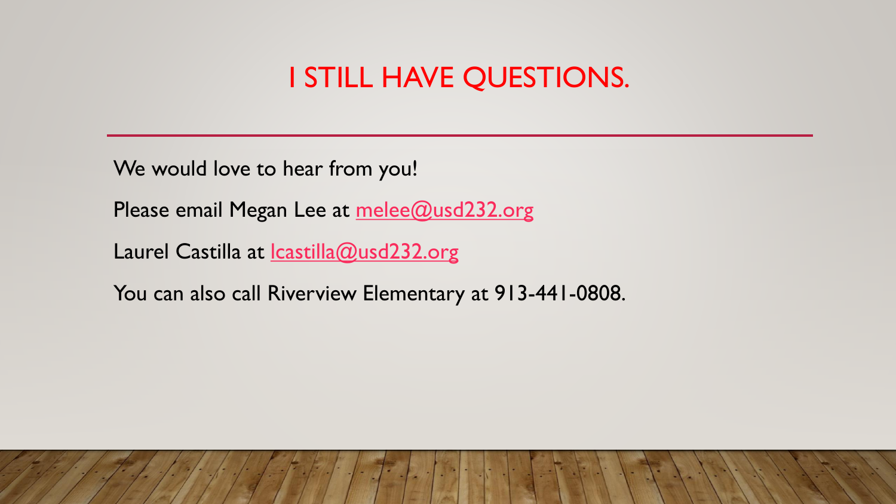# I STILL HAVE QUESTIONS.

We would love to hear from you!

Please email Megan Lee at [melee@usd232.org](mailto:melee@usd232.org)

Laurel Castilla at [lcastilla@usd232.org](mailto:lcastilla@usd232.org)

You can also call Riverview Elementary at 913-441-0808.